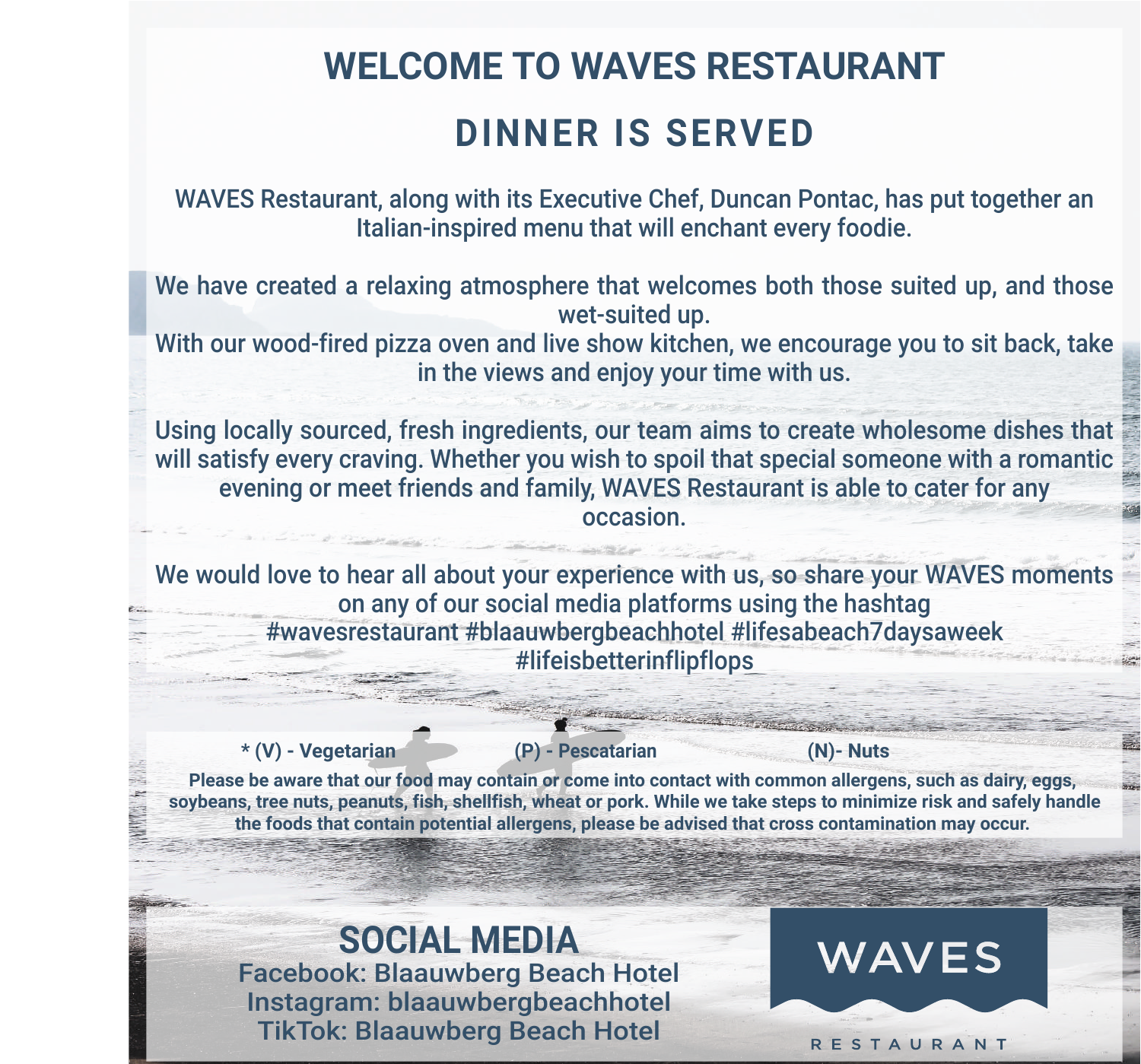# WELCOME TO WAVES RESTAURANT

## DINNER IS SERVED

WAVES Restaurant, along with its Executive Chef, Duncan Pontac, has put together an Italian-inspired menu that will enchant every foodie.

We have created a relaxing atmosphere that welcomes both those suited up, and those wet-suited up.
With our wood-fired pizza oven and live show kitchen, we encourage you to sit back, take in the views and enjoy your time with us.

Using locally sourced, fresh ingredients, our team aims to create wholesome dishes that will satisfy every craving. Whether you wish to spoil that special someone with a romantic evening or meet friends and family, WAVES Restaurant is able to cater for any occasion.

We would love to hear all about your experience with us, so share your WAVES moments on any of our social media platforms using the hashtag
#wavesrestaurant #blaauwbergbeachhotel #lifesabeach7daysaweek
#lifeisbetterinflipflops

**\* (V) - Vegetarian** **(P) - Pescatarian** **(N)- Nuts**

**Please be aware that our food may contain or come into contact with common allergens, such as dairy, eggs, soybeans, tree nuts, peanuts, fish, shellfish, wheat or pork. While we take steps to minimize risk and safely handle the foods that contain potential allergens, please be advised that cross contamination may occur.**

## SOCIAL MEDIA

Facebook: Blaauwberg Beach Hotel
Instagram: blaauwbergbeachhotel
TikTok: Blaauwberg Beach Hotel

WAVES
RESTAURANT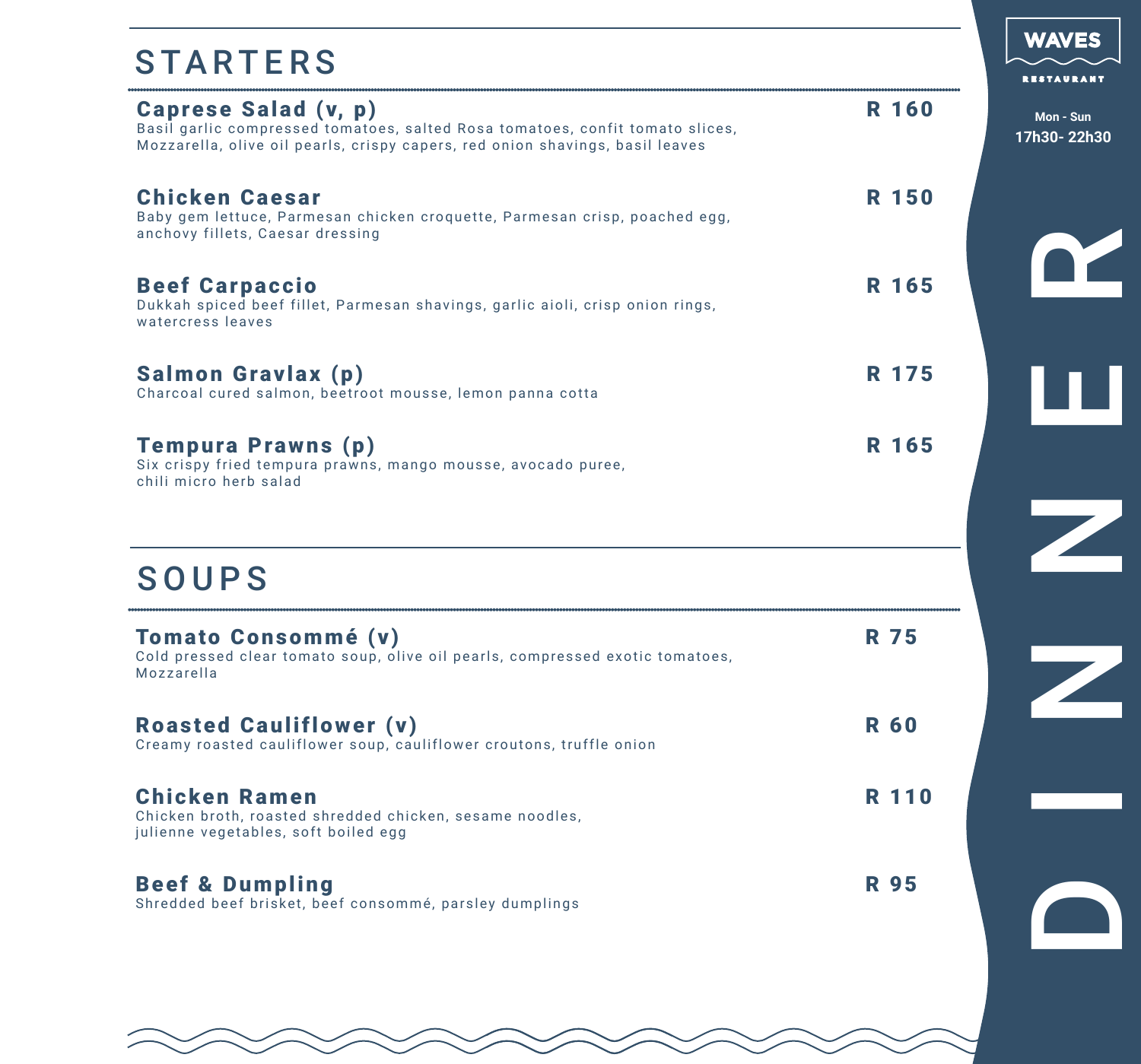WAVES RESTAURANT

Mon - Sun
17h30- 22h30

DINNER

## STARTERS

**Caprese Salad (v, p)** — R 160
Basil garlic compressed tomatoes, salted Rosa tomatoes, confit tomato slices, Mozzarella, olive oil pearls, crispy capers, red onion shavings, basil leaves

**Chicken Caesar** — R 150
Baby gem lettuce, Parmesan chicken croquette, Parmesan crisp, poached egg, anchovy fillets, Caesar dressing

**Beef Carpaccio** — R 165
Dukkah spiced beef fillet, Parmesan shavings, garlic aioli, crisp onion rings, watercress leaves

**Salmon Gravlax (p)** — R 175
Charcoal cured salmon, beetroot mousse, lemon panna cotta

**Tempura Prawns (p)** — R 165
Six crispy fried tempura prawns, mango mousse, avocado puree, chili micro herb salad

## SOUPS

**Tomato Consommé (v)** — R 75
Cold pressed clear tomato soup, olive oil pearls, compressed exotic tomatoes, Mozzarella

**Roasted Cauliflower (v)** — R 60
Creamy roasted cauliflower soup, cauliflower croutons, truffle onion

**Chicken Ramen** — R 110
Chicken broth, roasted shredded chicken, sesame noodles, julienne vegetables, soft boiled egg

**Beef & Dumpling** — R 95
Shredded beef brisket, beef consommé, parsley dumplings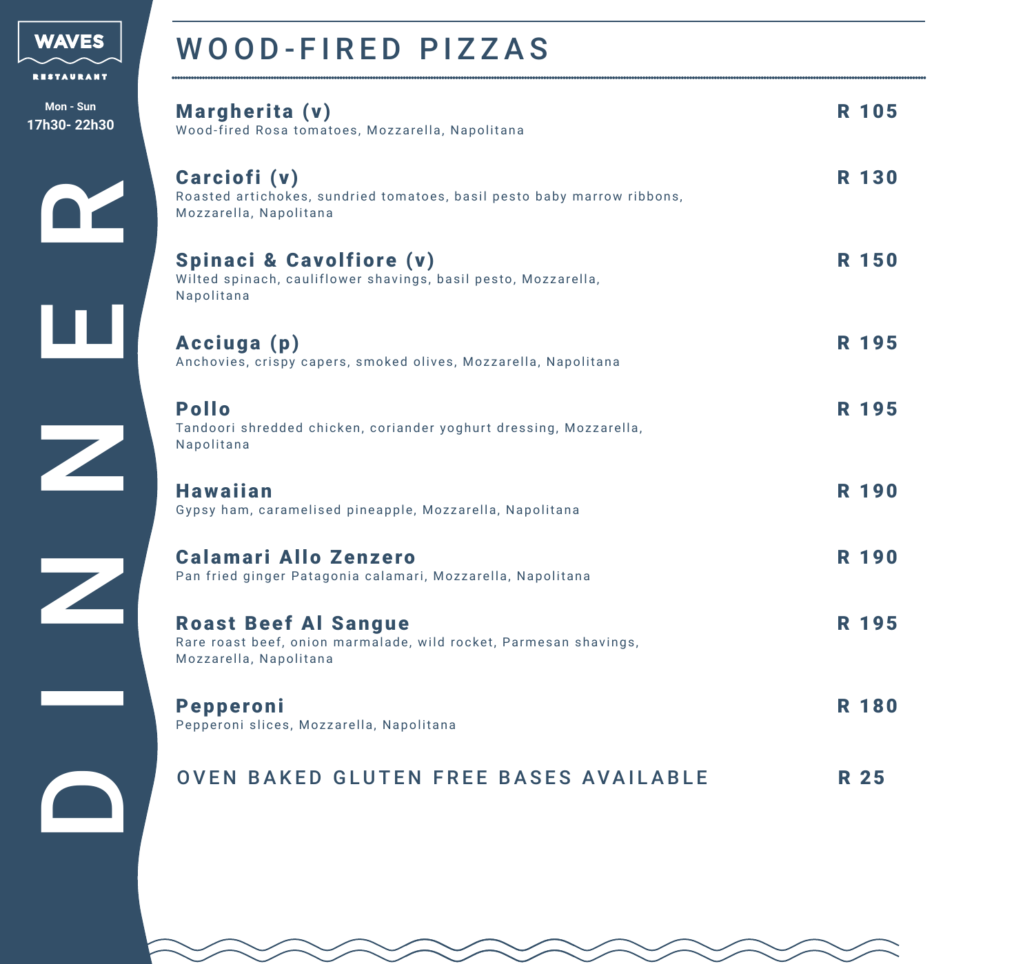WAVES

RESTAURANT

Mon - Sun
17h30- 22h30

DINNER

# WOOD-FIRED PIZZAS

**Margherita (v)** — **R 105**
Wood-fired Rosa tomatoes, Mozzarella, Napolitana

**Carciofi (v)** — **R 130**
Roasted artichokes, sundried tomatoes, basil pesto baby marrow ribbons, Mozzarella, Napolitana

**Spinaci & Cavolfiore (v)** — **R 150**
Wilted spinach, cauliflower shavings, basil pesto, Mozzarella, Napolitana

**Acciuga (p)** — **R 195**
Anchovies, crispy capers, smoked olives, Mozzarella, Napolitana

**Pollo** — **R 195**
Tandoori shredded chicken, coriander yoghurt dressing, Mozzarella, Napolitana

**Hawaiian** — **R 190**
Gypsy ham, caramelised pineapple, Mozzarella, Napolitana

**Calamari Allo Zenzero** — **R 190**
Pan fried ginger Patagonia calamari, Mozzarella, Napolitana

**Roast Beef Al Sangue** — **R 195**
Rare roast beef, onion marmalade, wild rocket, Parmesan shavings, Mozzarella, Napolitana

**Pepperoni** — **R 180**
Pepperoni slices, Mozzarella, Napolitana

OVEN BAKED GLUTEN FREE BASES AVAILABLE — **R 25**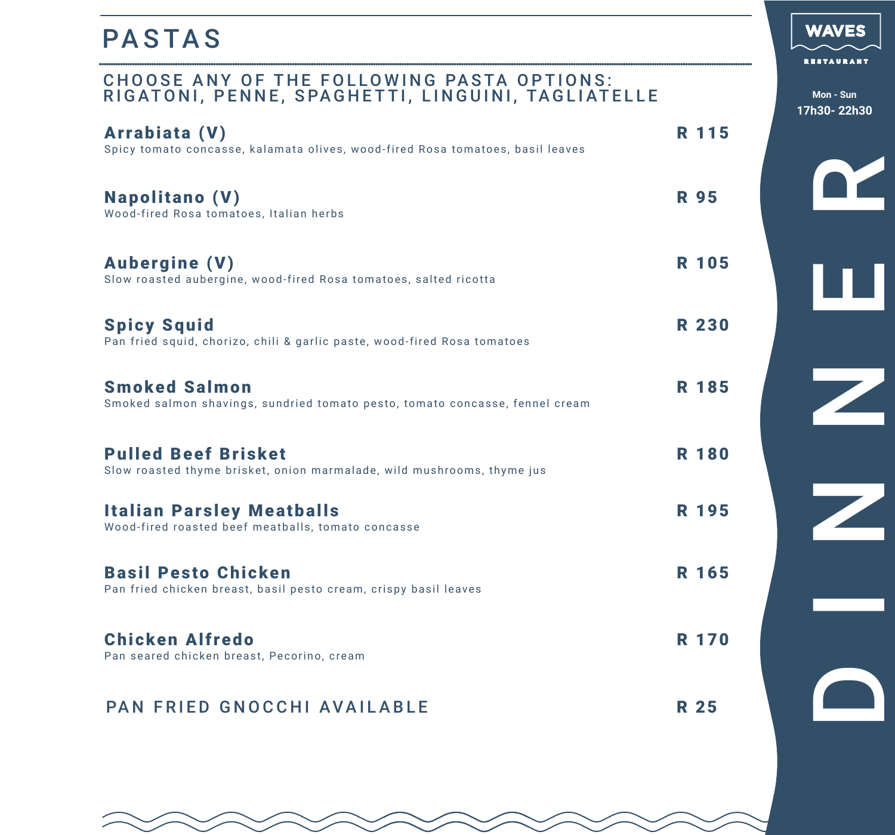# PASTAS

**CHOOSE ANY OF THE FOLLOWING PASTA OPTIONS: RIGATONI, PENNE, SPAGHETTI, LINGUINI, TAGLIATELLE**

**Arrabiata (V)** — **R 115**
Spicy tomato concasse, kalamata olives, wood-fired Rosa tomatoes, basil leaves

**Napolitano (V)** — **R 95**
Wood-fired Rosa tomatoes, Italian herbs

**Aubergine (V)** — **R 105**
Slow roasted aubergine, wood-fired Rosa tomatoes, salted ricotta

**Spicy Squid** — **R 230**
Pan fried squid, chorizo, chili & garlic paste, wood-fired Rosa tomatoes

**Smoked Salmon** — **R 185**
Smoked salmon shavings, sundried tomato pesto, tomato concasse, fennel cream

**Pulled Beef Brisket** — **R 180**
Slow roasted thyme brisket, onion marmalade, wild mushrooms, thyme jus

**Italian Parsley Meatballs** — **R 195**
Wood-fired roasted beef meatballs, tomato concasse

**Basil Pesto Chicken** — **R 165**
Pan fried chicken breast, basil pesto cream, crispy basil leaves

**Chicken Alfredo** — **R 170**
Pan seared chicken breast, Pecorino, cream

PAN FRIED GNOCCHI AVAILABLE — **R 25**

WAVES RESTAURANT

Mon - Sun
17h30- 22h30

DINNER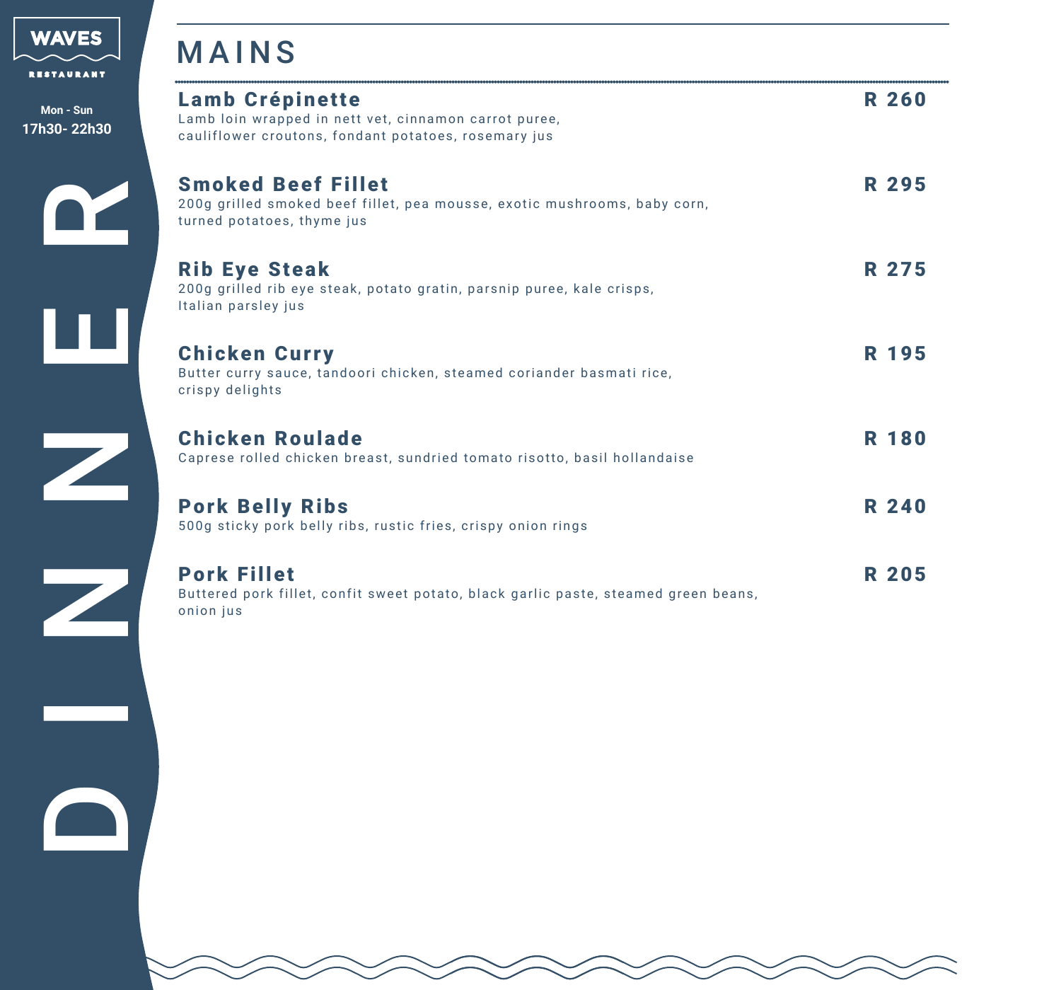WAVES
RESTAURANT

Mon - Sun
17h30- 22h30

DINNER

# MAINS

**Lamb Crépinette** — **R 260**
Lamb loin wrapped in nett vet, cinnamon carrot puree, cauliflower croutons, fondant potatoes, rosemary jus

**Smoked Beef Fillet** — **R 295**
200g grilled smoked beef fillet, pea mousse, exotic mushrooms, baby corn, turned potatoes, thyme jus

**Rib Eye Steak** — **R 275**
200g grilled rib eye steak, potato gratin, parsnip puree, kale crisps, Italian parsley jus

**Chicken Curry** — **R 195**
Butter curry sauce, tandoori chicken, steamed coriander basmati rice, crispy delights

**Chicken Roulade** — **R 180**
Caprese rolled chicken breast, sundried tomato risotto, basil hollandaise

**Pork Belly Ribs** — **R 240**
500g sticky pork belly ribs, rustic fries, crispy onion rings

**Pork Fillet** — **R 205**
Buttered pork fillet, confit sweet potato, black garlic paste, steamed green beans, onion jus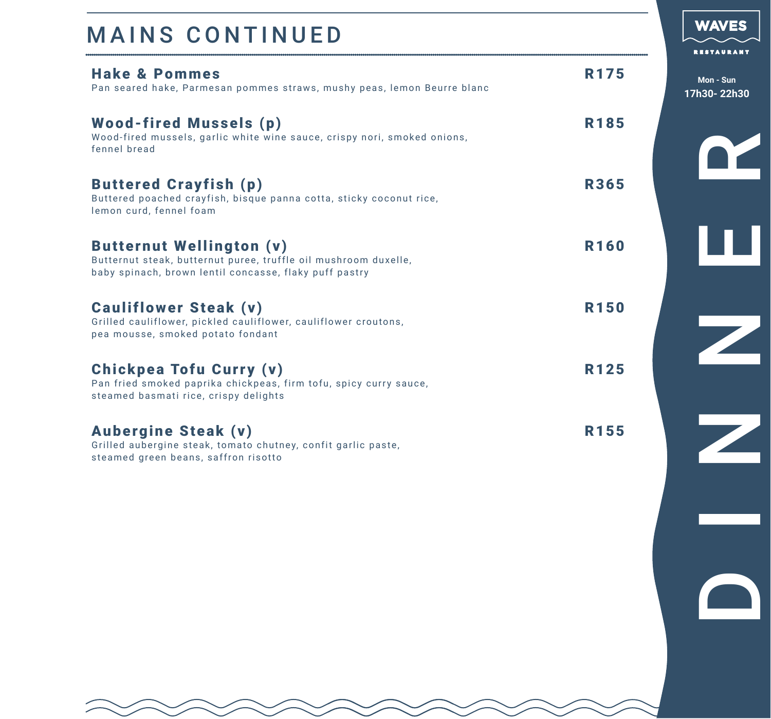# MAINS CONTINUED

**Hake & Pommes** — R175
Pan seared hake, Parmesan pommes straws, mushy peas, lemon Beurre blanc

**Wood-fired Mussels (p)** — R185
Wood-fired mussels, garlic white wine sauce, crispy nori, smoked onions, fennel bread

**Buttered Crayfish (p)** — R365
Buttered poached crayfish, bisque panna cotta, sticky coconut rice, lemon curd, fennel foam

**Butternut Wellington (v)** — R160
Butternut steak, butternut puree, truffle oil mushroom duxelle, baby spinach, brown lentil concasse, flaky puff pastry

**Cauliflower Steak (v)** — R150
Grilled cauliflower, pickled cauliflower, cauliflower croutons, pea mousse, smoked potato fondant

**Chickpea Tofu Curry (v)** — R125
Pan fried smoked paprika chickpeas, firm tofu, spicy curry sauce, steamed basmati rice, crispy delights

**Aubergine Steak (v)** — R155
Grilled aubergine steak, tomato chutney, confit garlic paste, steamed green beans, saffron risotto

WAVES RESTAURANT

Mon - Sun
17h30- 22h30

DINNER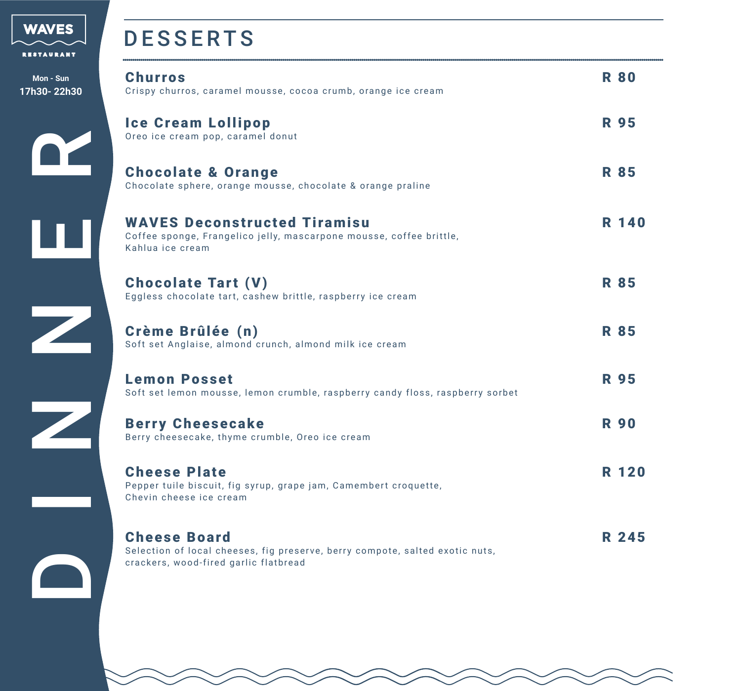WAVES

RESTAURANT

Mon - Sun
17h30- 22h30

DINNER

# DESSERTS

**Churros** — R 80
Crispy churros, caramel mousse, cocoa crumb, orange ice cream

**Ice Cream Lollipop** — R 95
Oreo ice cream pop, caramel donut

**Chocolate & Orange** — R 85
Chocolate sphere, orange mousse, chocolate & orange praline

**WAVES Deconstructed Tiramisu** — R 140
Coffee sponge, Frangelico jelly, mascarpone mousse, coffee brittle, Kahlua ice cream

**Chocolate Tart (V)** — R 85
Eggless chocolate tart, cashew brittle, raspberry ice cream

**Crème Brûlée (n)** — R 85
Soft set Anglaise, almond crunch, almond milk ice cream

**Lemon Posset** — R 95
Soft set lemon mousse, lemon crumble, raspberry candy floss, raspberry sorbet

**Berry Cheesecake** — R 90
Berry cheesecake, thyme crumble, Oreo ice cream

**Cheese Plate** — R 120
Pepper tuile biscuit, fig syrup, grape jam, Camembert croquette, Chevin cheese ice cream

**Cheese Board** — R 245
Selection of local cheeses, fig preserve, berry compote, salted exotic nuts, crackers, wood-fired garlic flatbread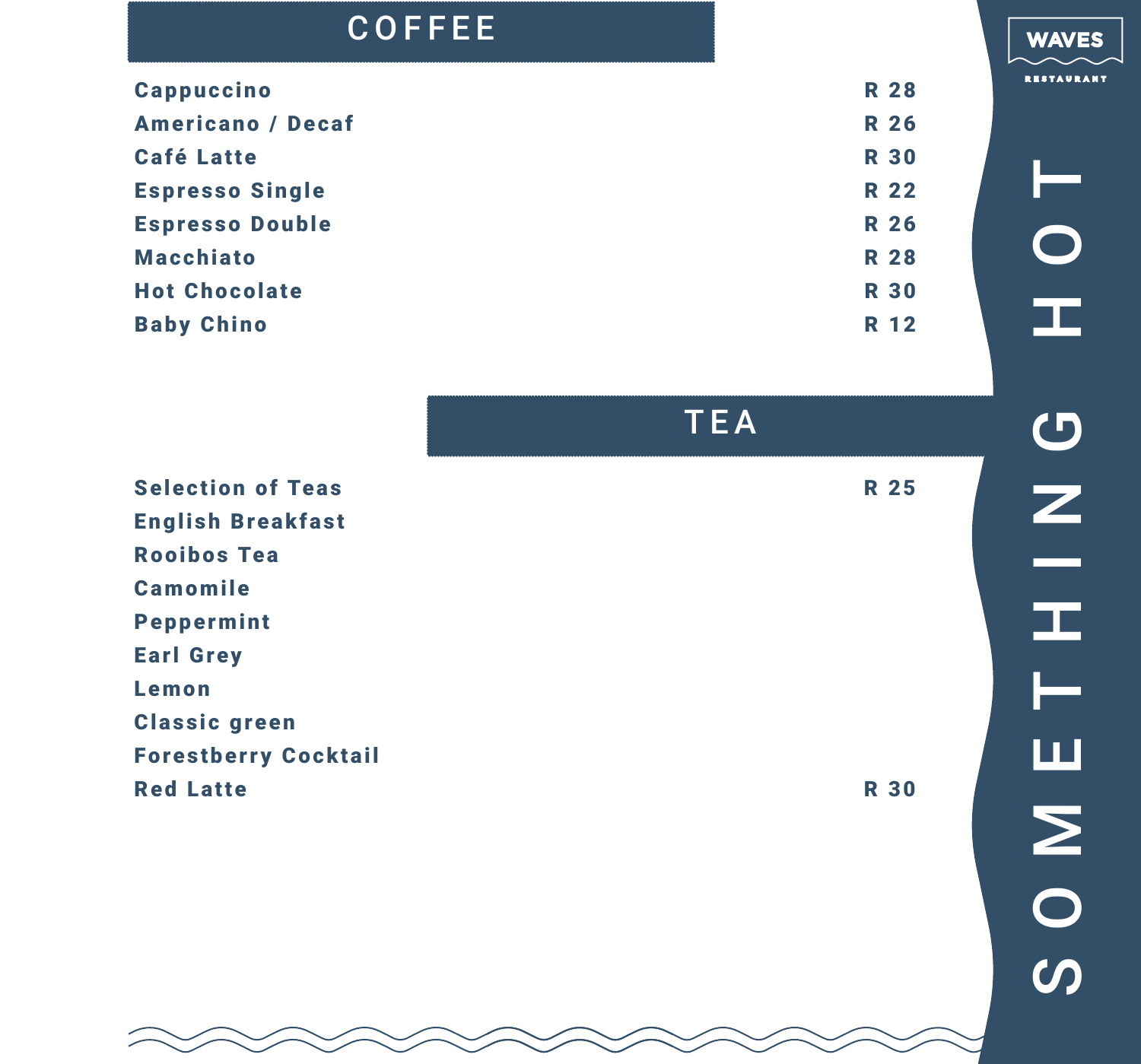# WAVES RESTAURANT

# SOMETHING HOT

## COFFEE

| Item | Price |
|---|---|
| Cappuccino | R 28 |
| Americano / Decaf | R 26 |
| Café Latte | R 30 |
| Espresso Single | R 22 |
| Espresso Double | R 26 |
| Macchiato | R 28 |
| Hot Chocolate | R 30 |
| Baby Chino | R 12 |

## TEA

| Item | Price |
|---|---|
| Selection of Teas | R 25 |
| English Breakfast | |
| Rooibos Tea | |
| Camomile | |
| Peppermint | |
| Earl Grey | |
| Lemon | |
| Classic green | |
| Forestberry Cocktail | |
| Red Latte | R 30 |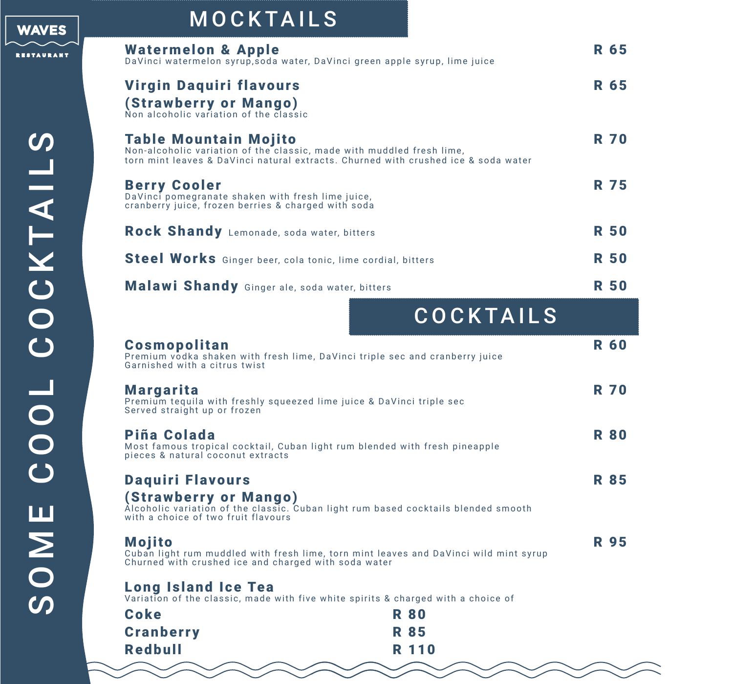WAVES

RESTAURANT

SOME COOL COCKTAILS

## MOCKTAILS

**Watermelon & Apple** — R 65
DaVinci watermelon syrup,soda water, DaVinci green apple syrup, lime juice

**Virgin Daquiri flavours (Strawberry or Mango)** — R 65
Non alcoholic variation of the classic

**Table Mountain Mojito** — R 70
Non-alcoholic variation of the classic, made with muddled fresh lime, torn mint leaves & DaVinci natural extracts. Churned with crushed ice & soda water

**Berry Cooler** — R 75
DaVinci pomegranate shaken with fresh lime juice, cranberry juice, frozen berries & charged with soda

**Rock Shandy** Lemonade, soda water, bitters — R 50

**Steel Works** Ginger beer, cola tonic, lime cordial, bitters — R 50

**Malawi Shandy** Ginger ale, soda water, bitters — R 50

## COCKTAILS

**Cosmopolitan** — R 60
Premium vodka shaken with fresh lime, DaVinci triple sec and cranberry juice
Garnished with a citrus twist

**Margarita** — R 70
Premium tequila with freshly squeezed lime juice & DaVinci triple sec
Served straight up or frozen

**Piña Colada** — R 80
Most famous tropical cocktail, Cuban light rum blended with fresh pineapple pieces & natural coconut extracts

**Daquiri Flavours (Strawberry or Mango)** — R 85
Alcoholic variation of the classic. Cuban light rum based cocktails blended smooth with a choice of two fruit flavours

**Mojito** — R 95
Cuban light rum muddled with fresh lime, torn mint leaves and DaVinci wild mint syrup
Churned with crushed ice and charged with soda water

**Long Island Ice Tea**
Variation of the classic, made with five white spirits & charged with a choice of

**Coke** — R 80
**Cranberry** — R 85
**Redbull** — R 110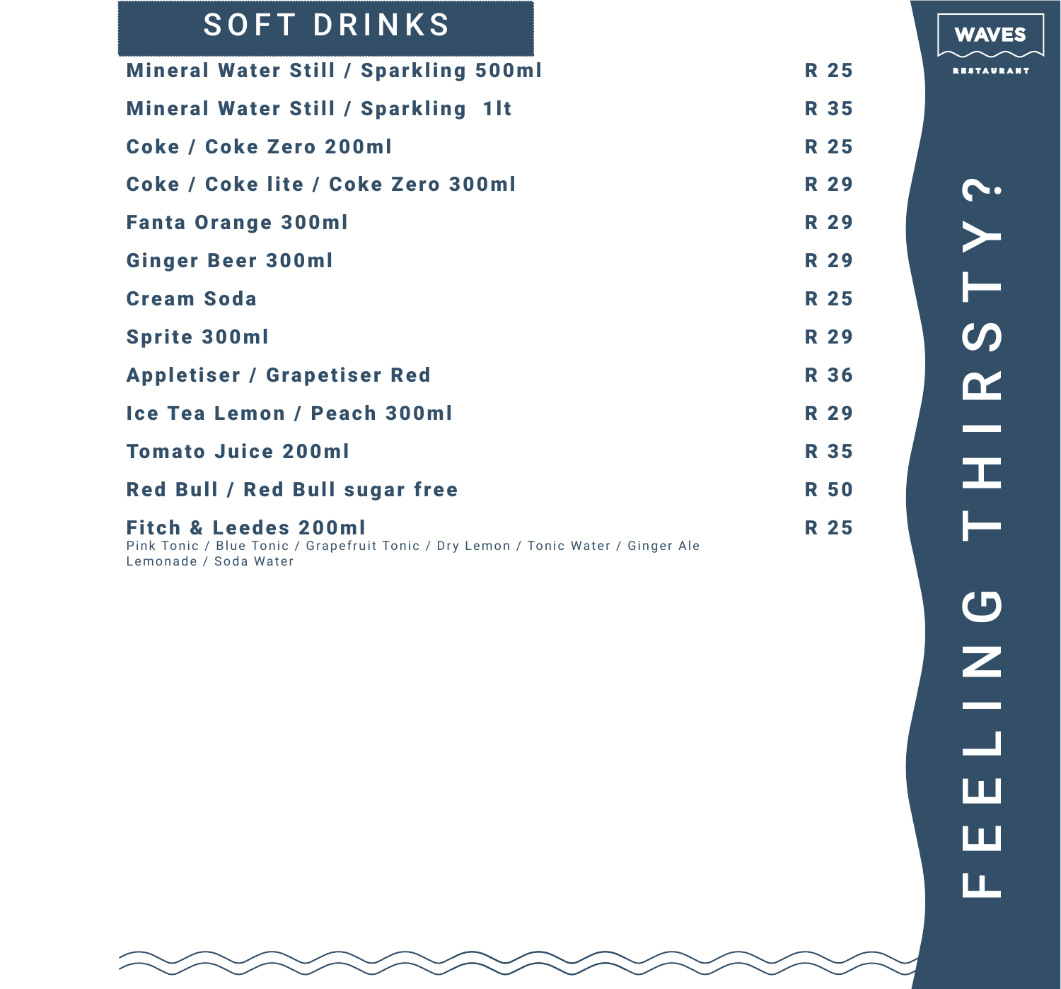# SOFT DRINKS

| Item | Price |
|---|---|
| Mineral Water Still / Sparkling 500ml | R 25 |
| Mineral Water Still / Sparkling 1lt | R 35 |
| Coke / Coke Zero 200ml | R 25 |
| Coke / Coke lite / Coke Zero 300ml | R 29 |
| Fanta Orange 300ml | R 29 |
| Ginger Beer 300ml | R 29 |
| Cream Soda | R 25 |
| Sprite 300ml | R 29 |
| Appletiser / Grapetiser Red | R 36 |
| Ice Tea Lemon / Peach 300ml | R 29 |
| Tomato Juice 200ml | R 35 |
| Red Bull / Red Bull sugar free | R 50 |
| Fitch & Leedes 200ml<br>Pink Tonic / Blue Tonic / Grapefruit Tonic / Dry Lemon / Tonic Water / Ginger Ale Lemonade / Soda Water | R 25 |

WAVES RESTAURANT

FEELING THIRSTY?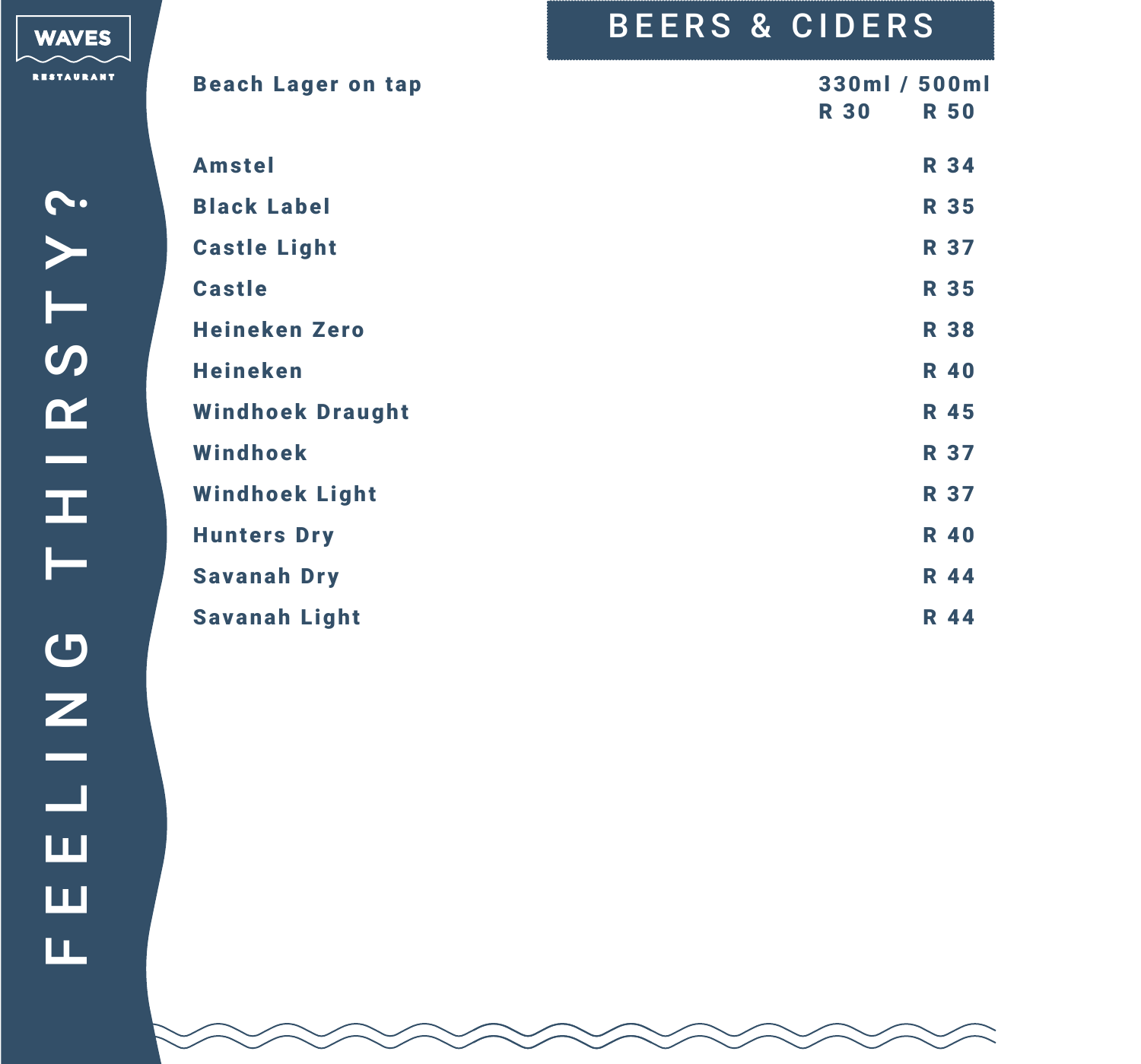WAVES

RESTAURANT

FEELING THIRSTY?

# BEERS & CIDERS

| | 330ml | 500ml |
|---|---|---|
| Beach Lager on tap | R 30 | R 50 |

| | |
|---|---|
| Amstel | R 34 |
| Black Label | R 35 |
| Castle Light | R 37 |
| Castle | R 35 |
| Heineken Zero | R 38 |
| Heineken | R 40 |
| Windhoek Draught | R 45 |
| Windhoek | R 37 |
| Windhoek Light | R 37 |
| Hunters Dry | R 40 |
| Savanah Dry | R 44 |
| Savanah Light | R 44 |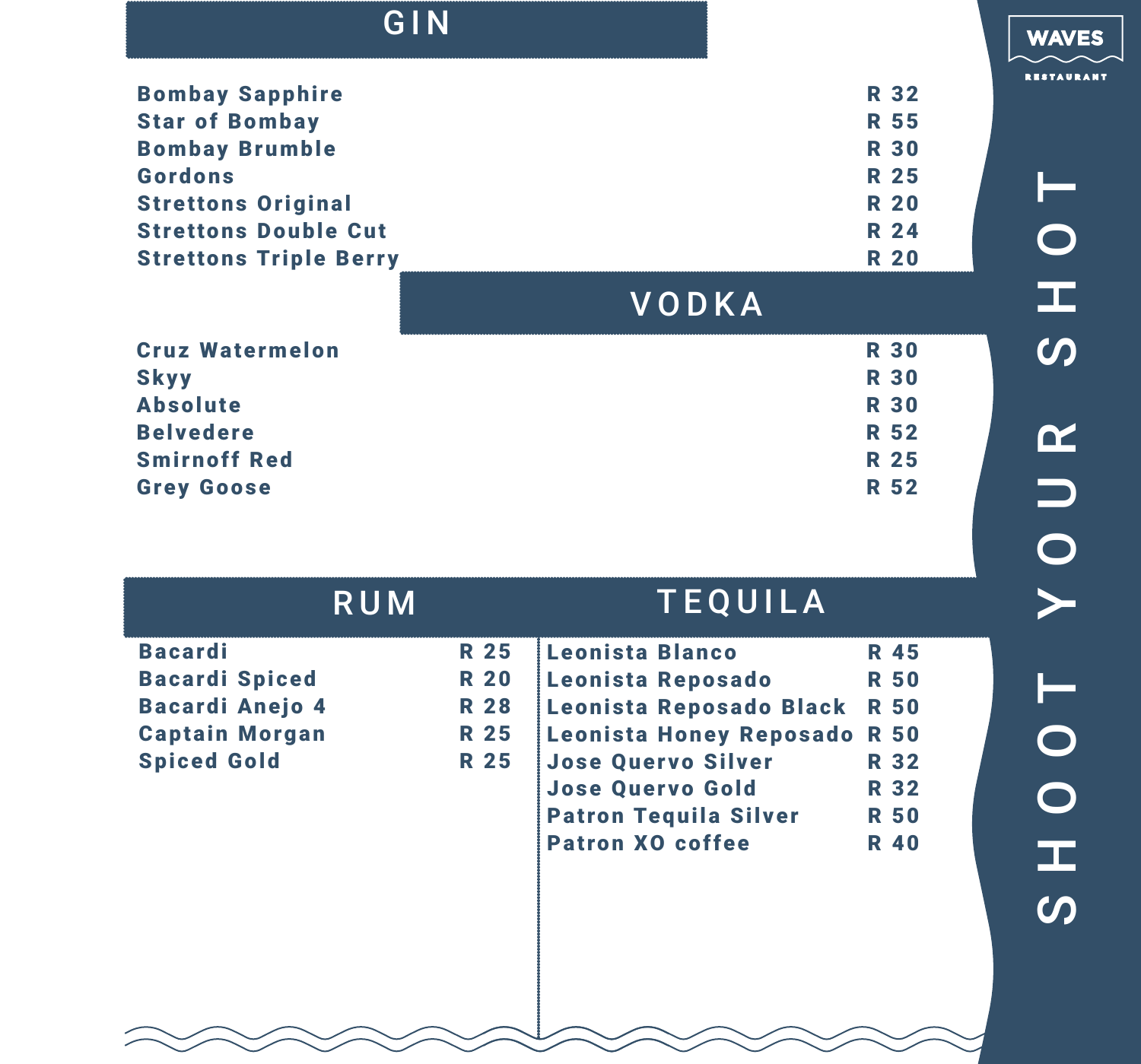WAVES

RESTAURANT

# SHOOT YOUR SHOT

## GIN

| Item | Price |
|---|---|
| Bombay Sapphire | R 32 |
| Star of Bombay | R 55 |
| Bombay Brumble | R 30 |
| Gordons | R 25 |
| Strettons Original | R 20 |
| Strettons Double Cut | R 24 |
| Strettons Triple Berry | R 20 |

## VODKA

| Item | Price |
|---|---|
| Cruz Watermelon | R 30 |
| Skyy | R 30 |
| Absolute | R 30 |
| Belvedere | R 52 |
| Smirnoff Red | R 25 |
| Grey Goose | R 52 |

## RUM

| Item | Price |
|---|---|
| Bacardi | R 25 |
| Bacardi Spiced | R 20 |
| Bacardi Anejo 4 | R 28 |
| Captain Morgan | R 25 |
| Spiced Gold | R 25 |

## TEQUILA

| Item | Price |
|---|---|
| Leonista Blanco | R 45 |
| Leonista Reposado | R 50 |
| Leonista Reposado Black | R 50 |
| Leonista Honey Reposado | R 50 |
| Jose Quervo Silver | R 32 |
| Jose Quervo Gold | R 32 |
| Patron Tequila Silver | R 50 |
| Patron XO coffee | R 40 |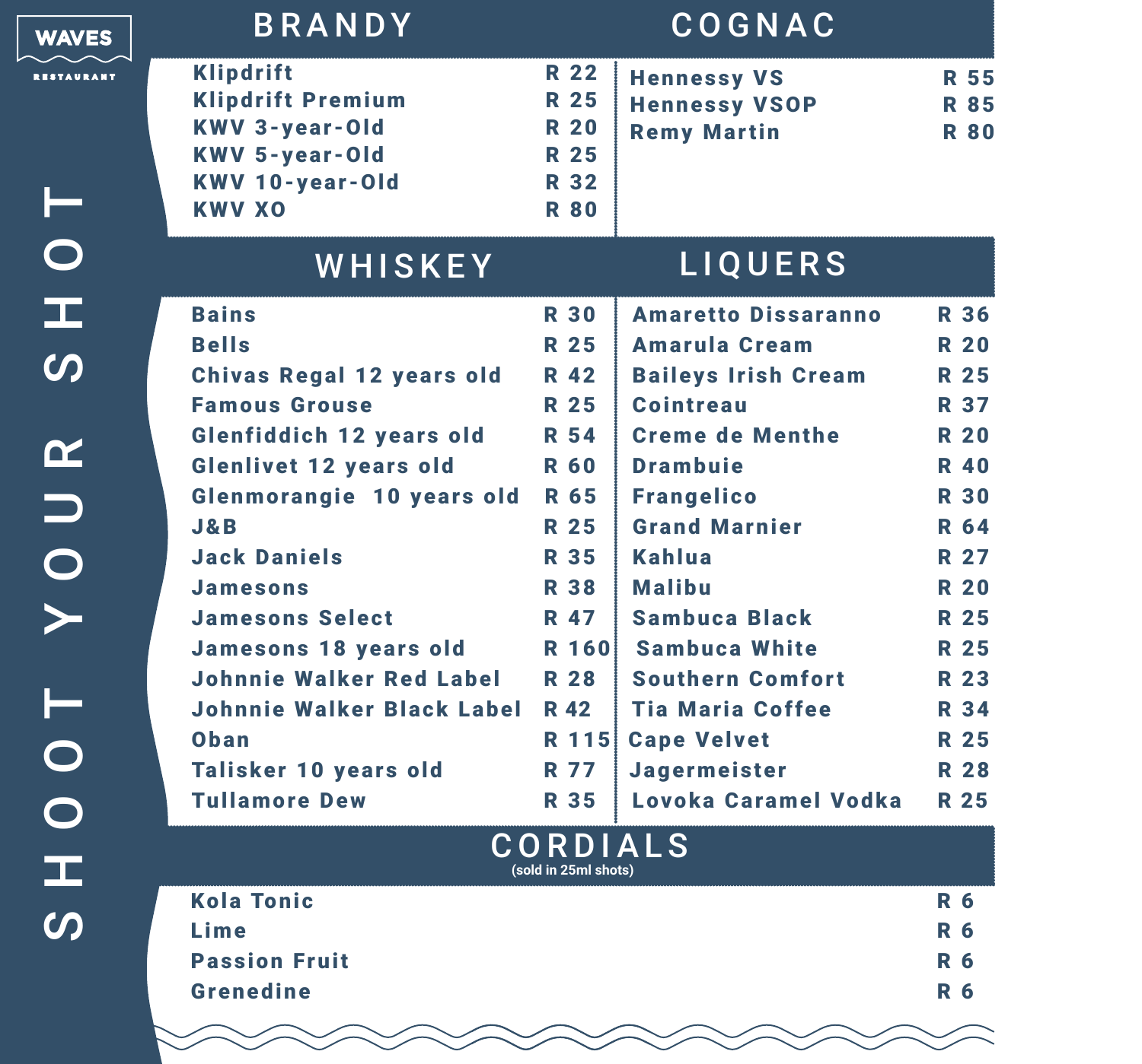WAVES

RESTAURANT

# SHOOT YOUR SHOT

## BRANDY

| Item | Price |
|---|---|
| Klipdrift | R 22 |
| Klipdrift Premium | R 25 |
| KWV 3-year-Old | R 20 |
| KWV 5-year-Old | R 25 |
| KWV 10-year-Old | R 32 |
| KWV XO | R 80 |

## COGNAC

| Item | Price |
|---|---|
| Hennessy VS | R 55 |
| Hennessy VSOP | R 85 |
| Remy Martin | R 80 |

## WHISKEY

| Item | Price |
|---|---|
| Bains | R 30 |
| Bells | R 25 |
| Chivas Regal 12 years old | R 42 |
| Famous Grouse | R 25 |
| Glenfiddich 12 years old | R 54 |
| Glenlivet 12 years old | R 60 |
| Glenmorangie 10 years old | R 65 |
| J&B | R 25 |
| Jack Daniels | R 35 |
| Jamesons | R 38 |
| Jamesons Select | R 47 |
| Jamesons 18 years old | R 160 |
| Johnnie Walker Red Label | R 28 |
| Johnnie Walker Black Label | R 42 |
| Oban | R 115 |
| Talisker 10 years old | R 77 |
| Tullamore Dew | R 35 |

## LIQUERS

| Item | Price |
|---|---|
| Amaretto Dissaranno | R 36 |
| Amarula Cream | R 20 |
| Baileys Irish Cream | R 25 |
| Cointreau | R 37 |
| Creme de Menthe | R 20 |
| Drambuie | R 40 |
| Frangelico | R 30 |
| Grand Marnier | R 64 |
| Kahlua | R 27 |
| Malibu | R 20 |
| Sambuca Black | R 25 |
| Sambuca White | R 25 |
| Southern Comfort | R 23 |
| Tia Maria Coffee | R 34 |
| Cape Velvet | R 25 |
| Jagermeister | R 28 |
| Lovoka Caramel Vodka | R 25 |

## CORDIALS
(sold in 25ml shots)

| Item | Price |
|---|---|
| Kola Tonic | R 6 |
| Lime | R 6 |
| Passion Fruit | R 6 |
| Grenedine | R 6 |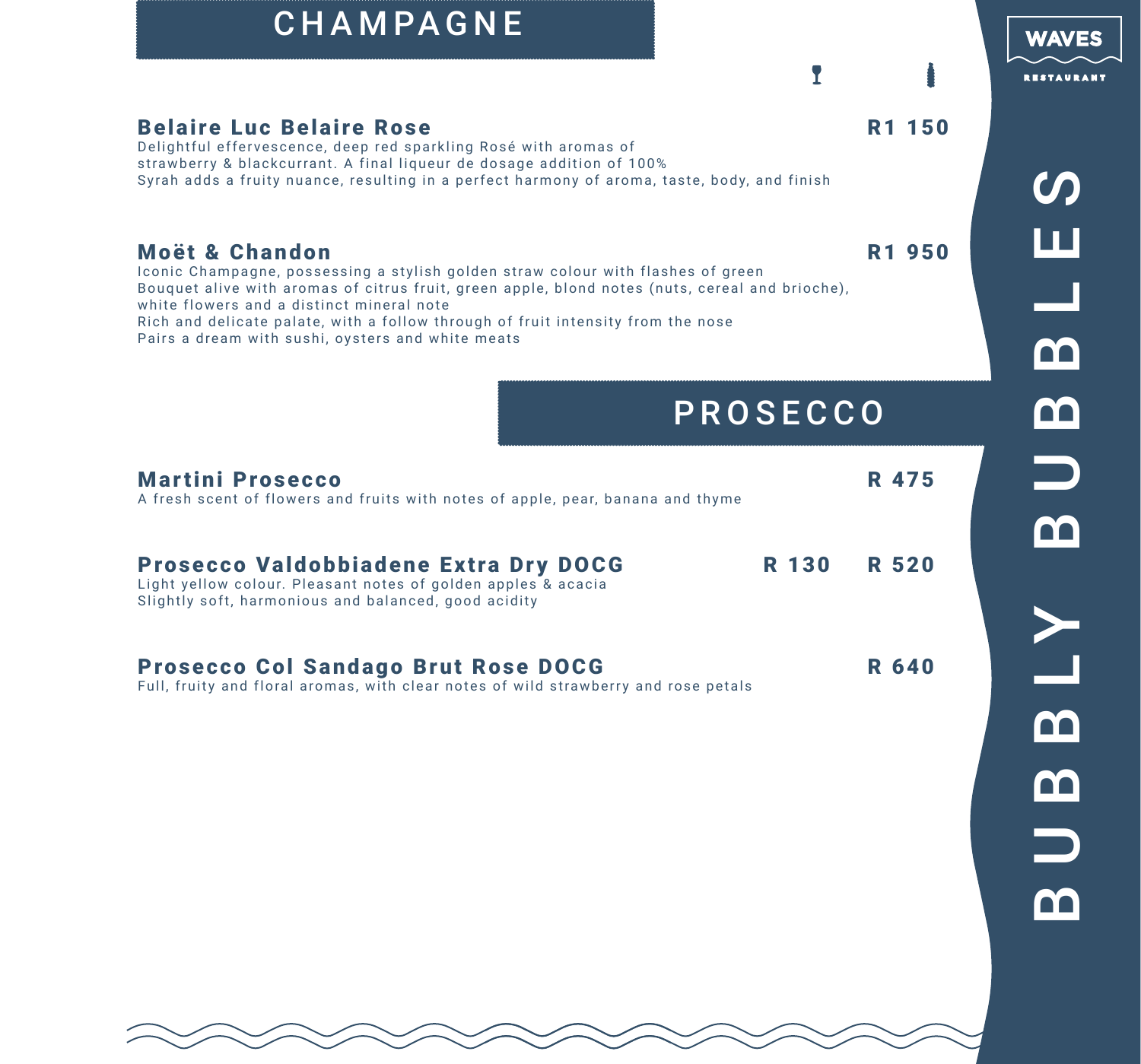WAVES RESTAURANT

# BUBBLY BUBBLES

## CHAMPAGNE

| | Glass | Bottle |
|---|---|---|
| **Belaire Luc Belaire Rose**<br>Delightful effervescence, deep red sparkling Rosé with aromas of strawberry & blackcurrant. A final liqueur de dosage addition of 100% Syrah adds a fruity nuance, resulting in a perfect harmony of aroma, taste, body, and finish | | R1 150 |
| **Moët & Chandon**<br>Iconic Champagne, possessing a stylish golden straw colour with flashes of green<br>Bouquet alive with aromas of citrus fruit, green apple, blond notes (nuts, cereal and brioche), white flowers and a distinct mineral note<br>Rich and delicate palate, with a follow through of fruit intensity from the nose<br>Pairs a dream with sushi, oysters and white meats | | R1 950 |

## PROSECCO

| | Glass | Bottle |
|---|---|---|
| **Martini Prosecco**<br>A fresh scent of flowers and fruits with notes of apple, pear, banana and thyme | | R 475 |
| **Prosecco Valdobbiadene Extra Dry DOCG**<br>Light yellow colour. Pleasant notes of golden apples & acacia<br>Slightly soft, harmonious and balanced, good acidity | R 130 | R 520 |
| **Prosecco Col Sandago Brut Rose DOCG**<br>Full, fruity and floral aromas, with clear notes of wild strawberry and rose petals | | R 640 |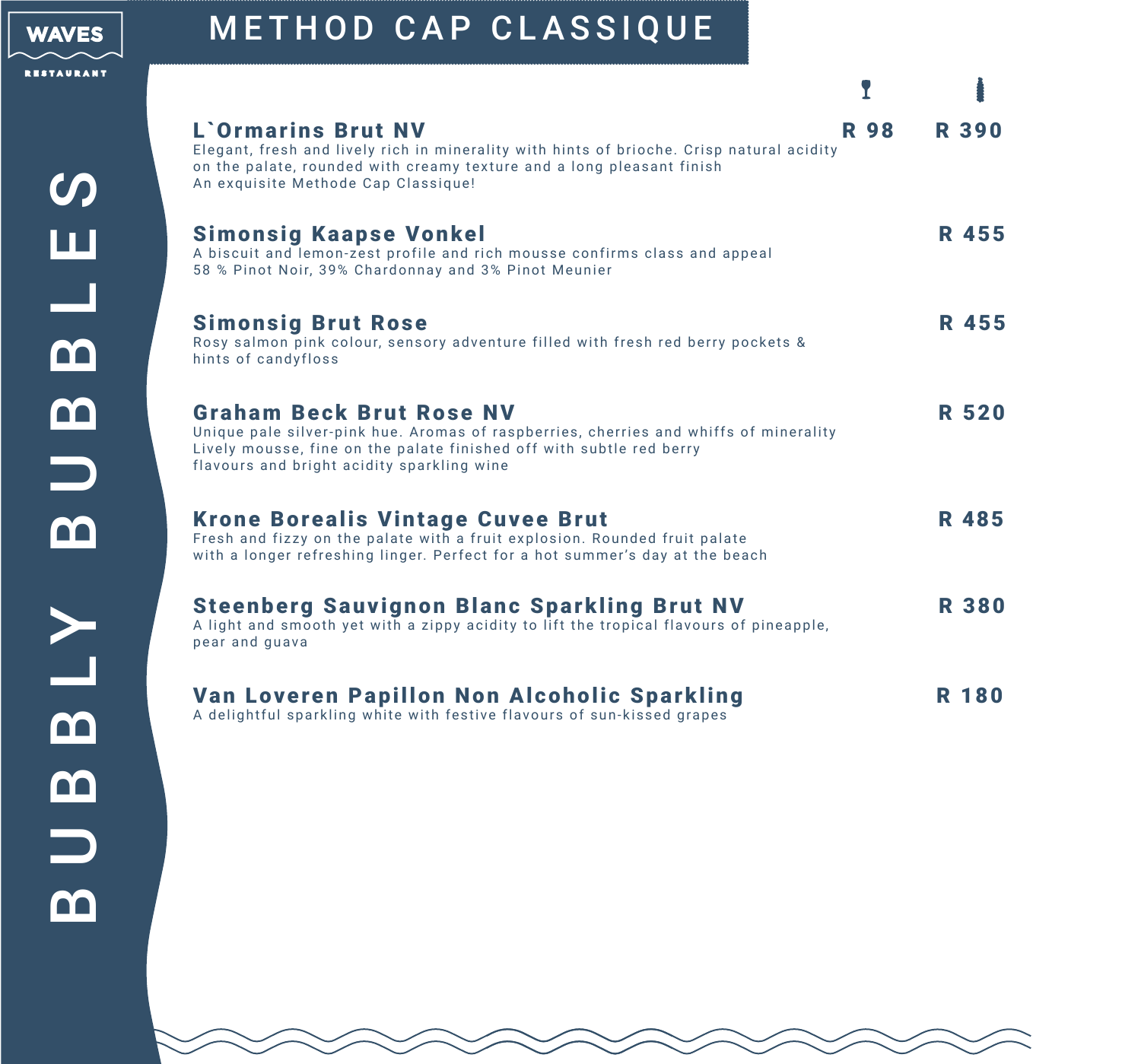# METHOD CAP CLASSIQUE

## BUBBLY BUBBLES

| | Glass | Bottle |
|---|---|---|
| **L`Ormarins Brut NV**<br>Elegant, fresh and lively rich in minerality with hints of brioche. Crisp natural acidity on the palate, rounded with creamy texture and a long pleasant finish<br>An exquisite Methode Cap Classique! | R 98 | R 390 |
| **Simonsig Kaapse Vonkel**<br>A biscuit and lemon-zest profile and rich mousse confirms class and appeal<br>58 % Pinot Noir, 39% Chardonnay and 3% Pinot Meunier | | R 455 |
| **Simonsig Brut Rose**<br>Rosy salmon pink colour, sensory adventure filled with fresh red berry pockets & hints of candyfloss | | R 455 |
| **Graham Beck Brut Rose NV**<br>Unique pale silver-pink hue. Aromas of raspberries, cherries and whiffs of minerality Lively mousse, fine on the palate finished off with subtle red berry flavours and bright acidity sparkling wine | | R 520 |
| **Krone Borealis Vintage Cuvee Brut**<br>Fresh and fizzy on the palate with a fruit explosion. Rounded fruit palate with a longer refreshing linger. Perfect for a hot summer's day at the beach | | R 485 |
| **Steenberg Sauvignon Blanc Sparkling Brut NV**<br>A light and smooth yet with a zippy acidity to lift the tropical flavours of pineapple, pear and guava | | R 380 |
| **Van Loveren Papillon Non Alcoholic Sparkling**<br>A delightful sparkling white with festive flavours of sun-kissed grapes | | R 180 |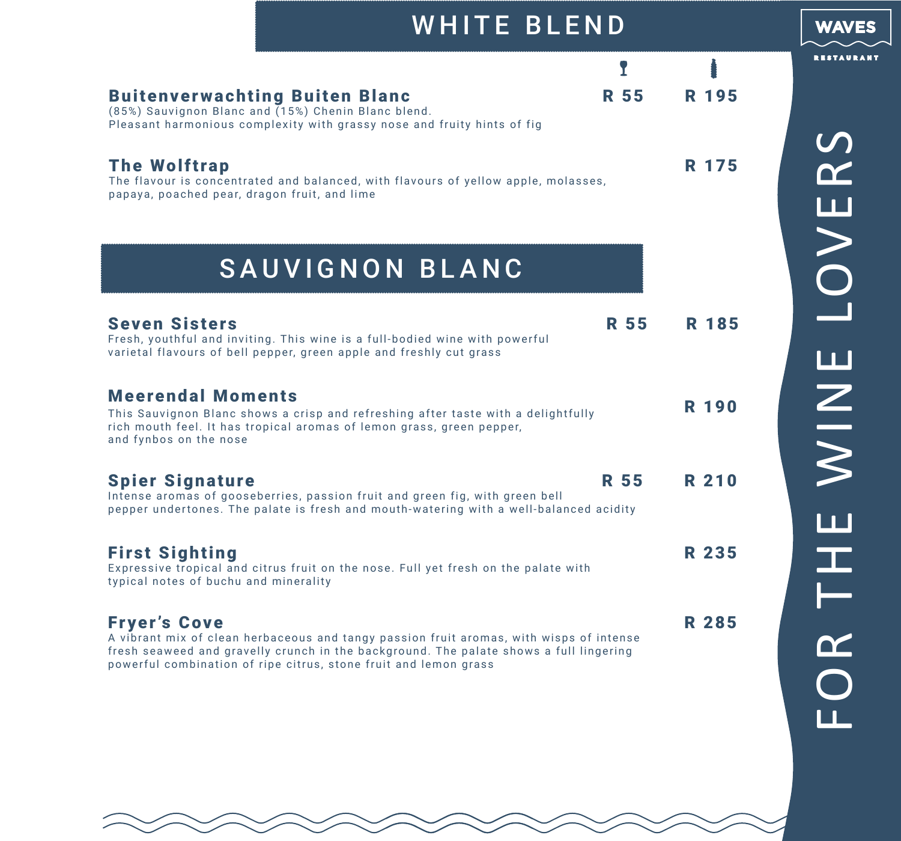# WHITE BLEND

| | Glass | Bottle |
|---|---|---|
| **Buitenverwachting Buiten Blanc**<br>(85%) Sauvignon Blanc and (15%) Chenin Blanc blend.<br>Pleasant harmonious complexity with grassy nose and fruity hints of fig | R 55 | R 195 |
| **The Wolftrap**<br>The flavour is concentrated and balanced, with flavours of yellow apple, molasses, papaya, poached pear, dragon fruit, and lime | | R 175 |

# SAUVIGNON BLANC

| | Glass | Bottle |
|---|---|---|
| **Seven Sisters**<br>Fresh, youthful and inviting. This wine is a full-bodied wine with powerful varietal flavours of bell pepper, green apple and freshly cut grass | R 55 | R 185 |
| **Meerendal Moments**<br>This Sauvignon Blanc shows a crisp and refreshing after taste with a delightfully rich mouth feel. It has tropical aromas of lemon grass, green pepper, and fynbos on the nose | | R 190 |
| **Spier Signature**<br>Intense aromas of gooseberries, passion fruit and green fig, with green bell pepper undertones. The palate is fresh and mouth-watering with a well-balanced acidity | R 55 | R 210 |
| **First Sighting**<br>Expressive tropical and citrus fruit on the nose. Full yet fresh on the palate with typical notes of buchu and minerality | | R 235 |
| **Fryer's Cove**<br>A vibrant mix of clean herbaceous and tangy passion fruit aromas, with wisps of intense fresh seaweed and gravelly crunch in the background. The palate shows a full lingering powerful combination of ripe citrus, stone fruit and lemon grass | | R 285 |

FOR THE WINE LOVERS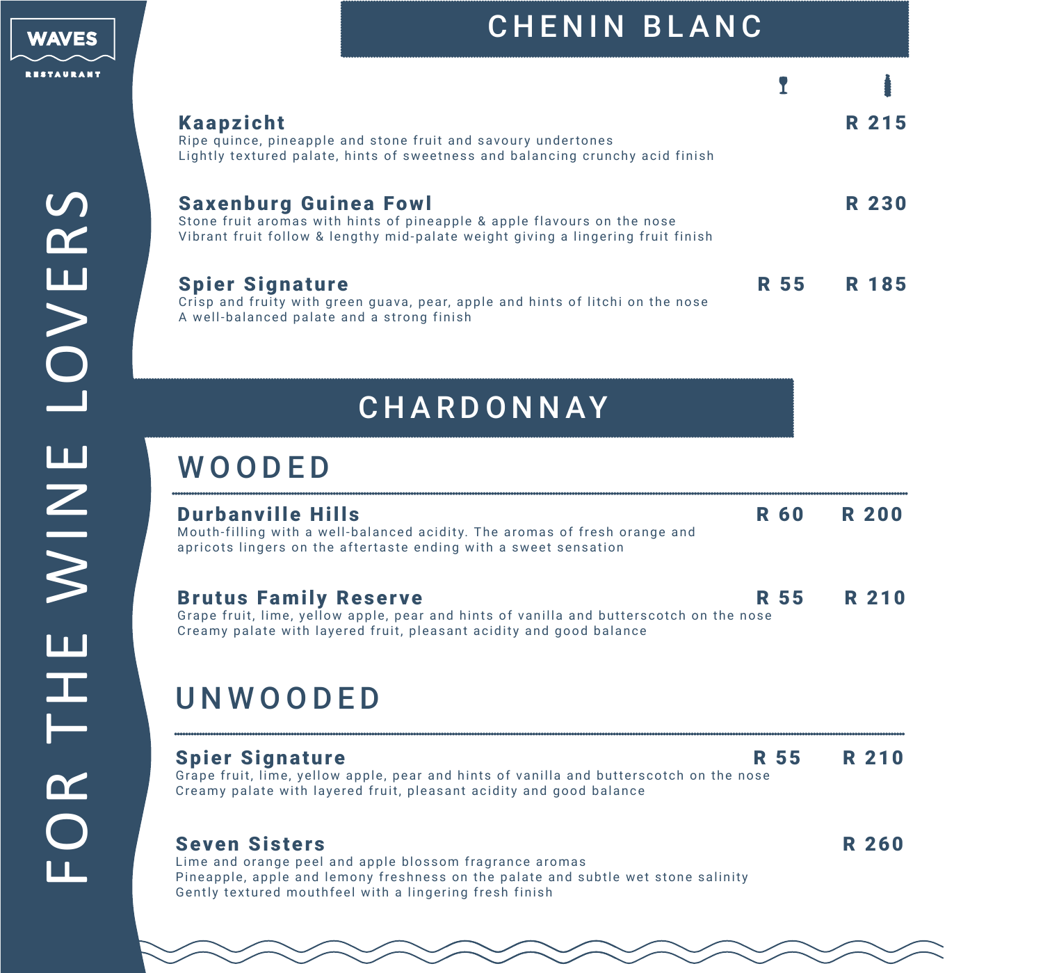WAVES RESTAURANT

FOR THE WINE LOVERS

# CHENIN BLANC

| | Glass | Bottle |
|---|---|---|
| **Kaapzicht**<br>Ripe quince, pineapple and stone fruit and savoury undertones<br>Lightly textured palate, hints of sweetness and balancing crunchy acid finish | | R 215 |
| **Saxenburg Guinea Fowl**<br>Stone fruit aromas with hints of pineapple & apple flavours on the nose<br>Vibrant fruit follow & lengthy mid-palate weight giving a lingering fruit finish | | R 230 |
| **Spier Signature**<br>Crisp and fruity with green guava, pear, apple and hints of litchi on the nose<br>A well-balanced palate and a strong finish | R 55 | R 185 |

# CHARDONNAY

## WOODED

| | Glass | Bottle |
|---|---|---|
| **Durbanville Hills**<br>Mouth-filling with a well-balanced acidity. The aromas of fresh orange and apricots lingers on the aftertaste ending with a sweet sensation | R 60 | R 200 |
| **Brutus Family Reserve**<br>Grape fruit, lime, yellow apple, pear and hints of vanilla and butterscotch on the nose<br>Creamy palate with layered fruit, pleasant acidity and good balance | R 55 | R 210 |

## UNWOODED

| | Glass | Bottle |
|---|---|---|
| **Spier Signature**<br>Grape fruit, lime, yellow apple, pear and hints of vanilla and butterscotch on the nose<br>Creamy palate with layered fruit, pleasant acidity and good balance | R 55 | R 210 |
| **Seven Sisters**<br>Lime and orange peel and apple blossom fragrance aromas<br>Pineapple, apple and lemony freshness on the palate and subtle wet stone salinity<br>Gently textured mouthfeel with a lingering fresh finish | | R 260 |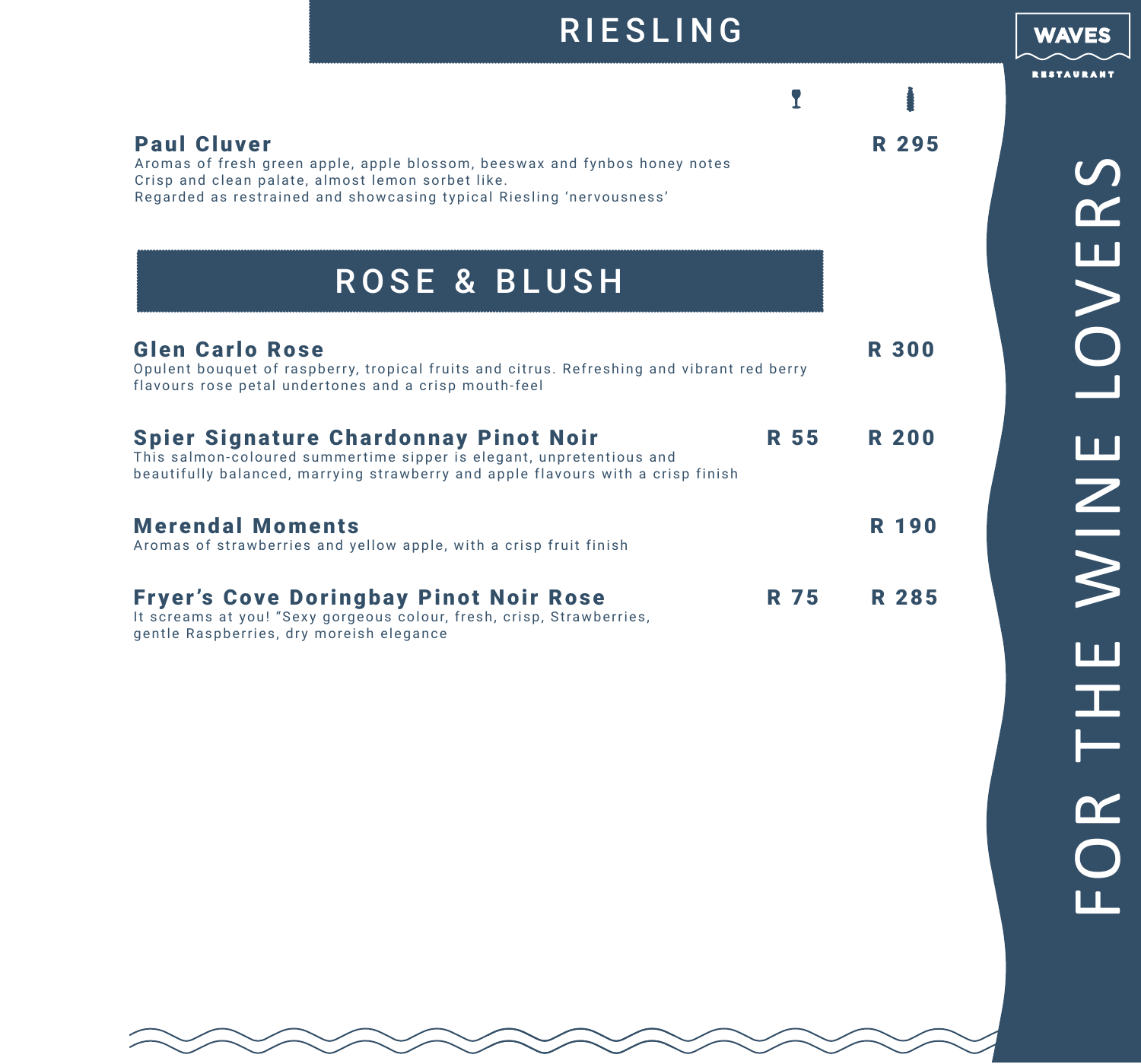# RIESLING

WAVES RESTAURANT

| | Glass | Bottle |
|---|---|---|
| **Paul Cluver**<br>Aromas of fresh green apple, apple blossom, beeswax and fynbos honey notes<br>Crisp and clean palate, almost lemon sorbet like.<br>Regarded as restrained and showcasing typical Riesling 'nervousness' | | R 295 |

# ROSE & BLUSH

| | Glass | Bottle |
|---|---|---|
| **Glen Carlo Rose**<br>Opulent bouquet of raspberry, tropical fruits and citrus. Refreshing and vibrant red berry flavours rose petal undertones and a crisp mouth-feel | | R 300 |
| **Spier Signature Chardonnay Pinot Noir**<br>This salmon-coloured summertime sipper is elegant, unpretentious and beautifully balanced, marrying strawberry and apple flavours with a crisp finish | R 55 | R 200 |
| **Merendal Moments**<br>Aromas of strawberries and yellow apple, with a crisp fruit finish | | R 190 |
| **Fryer's Cove Doringbay Pinot Noir Rose**<br>It screams at you! "Sexy gorgeous colour, fresh, crisp, Strawberries, gentle Raspberries, dry moreish elegance | R 75 | R 285 |

FOR THE WINE LOVERS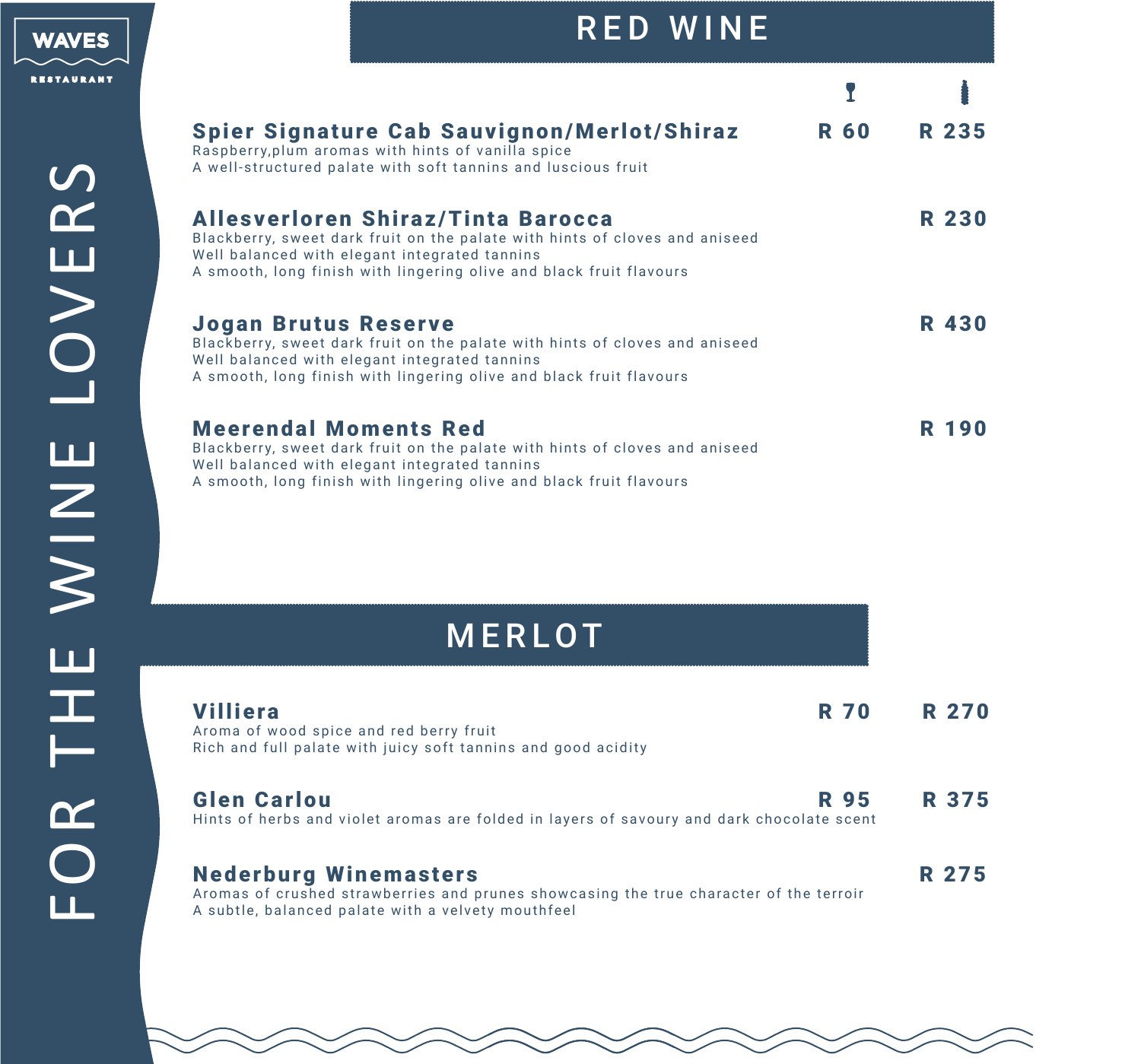WAVES

RESTAURANT

FOR THE WINE LOVERS

# RED WINE

| | Glass | Bottle |
|---|---|---|
| **Spier Signature Cab Sauvignon/Merlot/Shiraz**<br>Raspberry,plum aromas with hints of vanilla spice<br>A well-structured palate with soft tannins and luscious fruit | R 60 | R 235 |
| **Allesverloren Shiraz/Tinta Barocca**<br>Blackberry, sweet dark fruit on the palate with hints of cloves and aniseed<br>Well balanced with elegant integrated tannins<br>A smooth, long finish with lingering olive and black fruit flavours | | R 230 |
| **Jogan Brutus Reserve**<br>Blackberry, sweet dark fruit on the palate with hints of cloves and aniseed<br>Well balanced with elegant integrated tannins<br>A smooth, long finish with lingering olive and black fruit flavours | | R 430 |
| **Meerendal Moments Red**<br>Blackberry, sweet dark fruit on the palate with hints of cloves and aniseed<br>Well balanced with elegant integrated tannins<br>A smooth, long finish with lingering olive and black fruit flavours | | R 190 |

# MERLOT

| | Glass | Bottle |
|---|---|---|
| **Villiera**<br>Aroma of wood spice and red berry fruit<br>Rich and full palate with juicy soft tannins and good acidity | R 70 | R 270 |
| **Glen Carlou**<br>Hints of herbs and violet aromas are folded in layers of savoury and dark chocolate scent | R 95 | R 375 |
| **Nederburg Winemasters**<br>Aromas of crushed strawberries and prunes showcasing the true character of the terroir<br>A subtle, balanced palate with a velvety mouthfeel | | R 275 |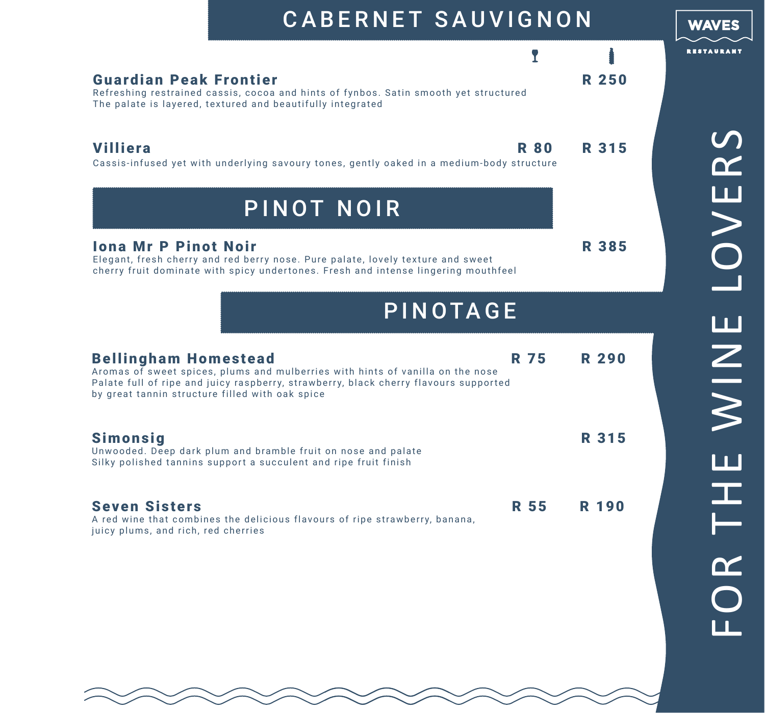## CABERNET SAUVIGNON

| | Glass | Bottle |
|---|---|---|
| **Guardian Peak Frontier**<br>Refreshing restrained cassis, cocoa and hints of fynbos. Satin smooth yet structured The palate is layered, textured and beautifully integrated | | R 250 |
| **Villiera**<br>Cassis-infused yet with underlying savoury tones, gently oaked in a medium-body structure | R 80 | R 315 |

## PINOT NOIR

| | Glass | Bottle |
|---|---|---|
| **Iona Mr P Pinot Noir**<br>Elegant, fresh cherry and red berry nose. Pure palate, lovely texture and sweet cherry fruit dominate with spicy undertones. Fresh and intense lingering mouthfeel | | R 385 |

## PINOTAGE

| | Glass | Bottle |
|---|---|---|
| **Bellingham Homestead**<br>Aromas of sweet spices, plums and mulberries with hints of vanilla on the nose Palate full of ripe and juicy raspberry, strawberry, black cherry flavours supported by great tannin structure filled with oak spice | R 75 | R 290 |
| **Simonsig**<br>Unwooded. Deep dark plum and bramble fruit on nose and palate Silky polished tannins support a succulent and ripe fruit finish | | R 315 |
| **Seven Sisters**<br>A red wine that combines the delicious flavours of ripe strawberry, banana, juicy plums, and rich, red cherries | R 55 | R 190 |

WAVES RESTAURANT

FOR THE WINE LOVERS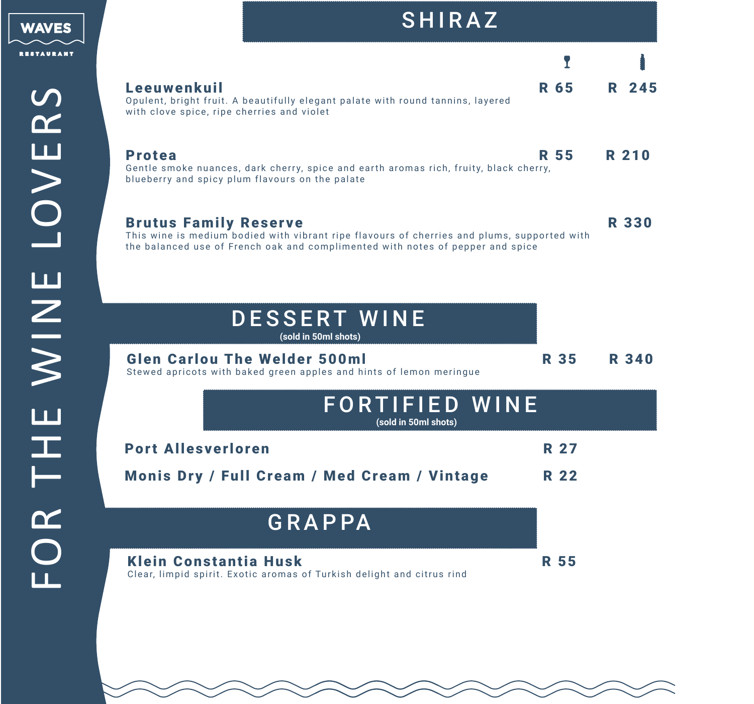WAVES RESTAURANT

# FOR THE WINE LOVERS

## SHIRAZ

| | Glass | Bottle |
|---|---|---|
| **Leeuwenkuil**<br>Opulent, bright fruit. A beautifully elegant palate with round tannins, layered with clove spice, ripe cherries and violet | R 65 | R 245 |
| **Protea**<br>Gentle smoke nuances, dark cherry, spice and earth aromas rich, fruity, black cherry, blueberry and spicy plum flavours on the palate | R 55 | R 210 |
| **Brutus Family Reserve**<br>This wine is medium bodied with vibrant ripe flavours of cherries and plums, supported with the balanced use of French oak and complimented with notes of pepper and spice | | R 330 |

## DESSERT WINE
(sold in 50ml shots)

| | | |
|---|---|---|
| **Glen Carlou The Welder 500ml**<br>Stewed apricots with baked green apples and hints of lemon meringue | R 35 | R 340 |

## FORTIFIED WINE
(sold in 50ml shots)

| | |
|---|---|
| **Port Allesverloren** | R 27 |
| **Monis Dry / Full Cream / Med Cream / Vintage** | R 22 |

## GRAPPA

| | |
|---|---|
| **Klein Constantia Husk**<br>Clear, limpid spirit. Exotic aromas of Turkish delight and citrus rind | R 55 |